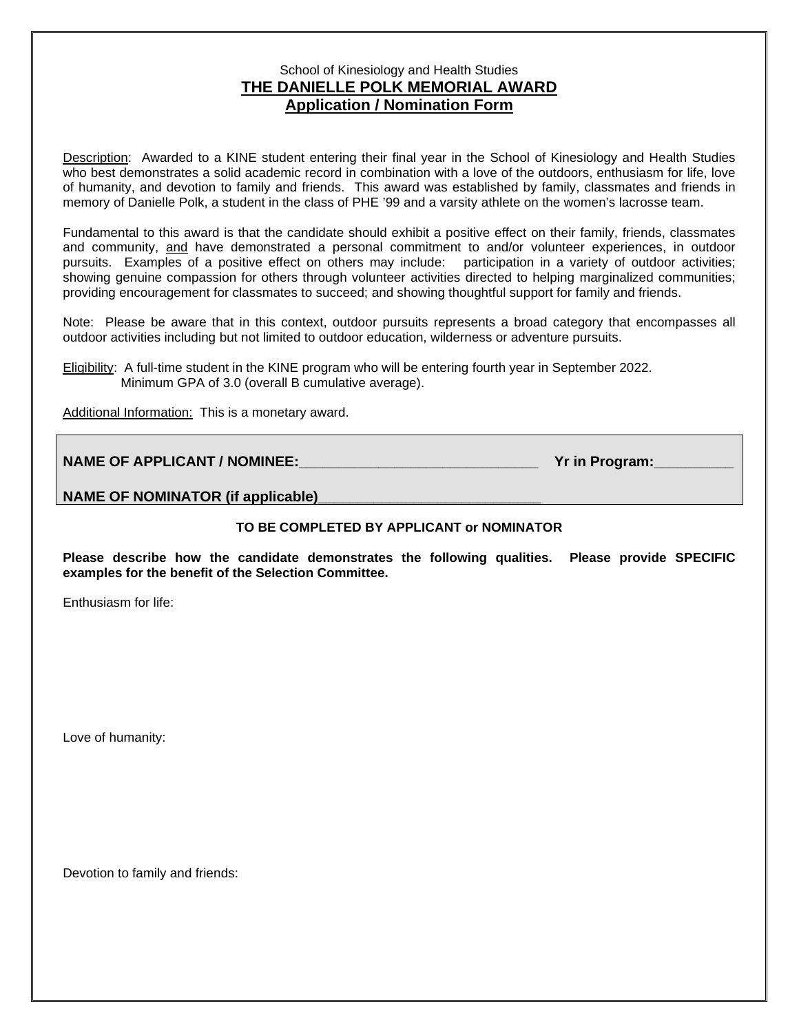School of Kinesiology and Health Studies

# THE DANIELLE POLK MEMORIAL AWARD

## Application / Nomination Form

Description: Awarded to a KINE student entering their final year in the School of Kinesiology and Health Studies who best demonstrates a solid academic record in combination with a love of the outdoors, enthusiasm for life, love of humanity, and devotion to family and friends. This award was established by family, classmates and friends in memory of Danielle Polk, a student in the class of PHE '99 and a varsity athlete on the women's lacrosse team.

Fundamental to this award is that the candidate should exhibit a positive effect on their family, friends, classmates and community, and have demonstrated a personal commitment to and/or volunteer experiences, in outdoor pursuits. Examples of a positive effect on others may include: participation in a variety of outdoor activities; showing genuine compassion for others through volunteer activities directed to helping marginalized communities; providing encouragement for classmates to succeed; and showing thoughtful support for family and friends.

Note: Please be aware that in this context, outdoor pursuits represents a broad category that encompasses all outdoor activities including but not limited to outdoor education, wilderness or adventure pursuits.

Eligibility: A full-time student in the KINE program who will be entering fourth year in September 2022.
Minimum GPA of 3.0 (overall B cumulative average).

Additional Information: This is a monetary award.

**NAME OF APPLICANT / NOMINEE:**_____________________________ **Yr in Program:**_________

**NAME OF NOMINATOR (if applicable)**____________________________

**TO BE COMPLETED BY APPLICANT or NOMINATOR**

**Please describe how the candidate demonstrates the following qualities. Please provide SPECIFIC examples for the benefit of the Selection Committee.**

Enthusiasm for life:

Love of humanity:

Devotion to family and friends: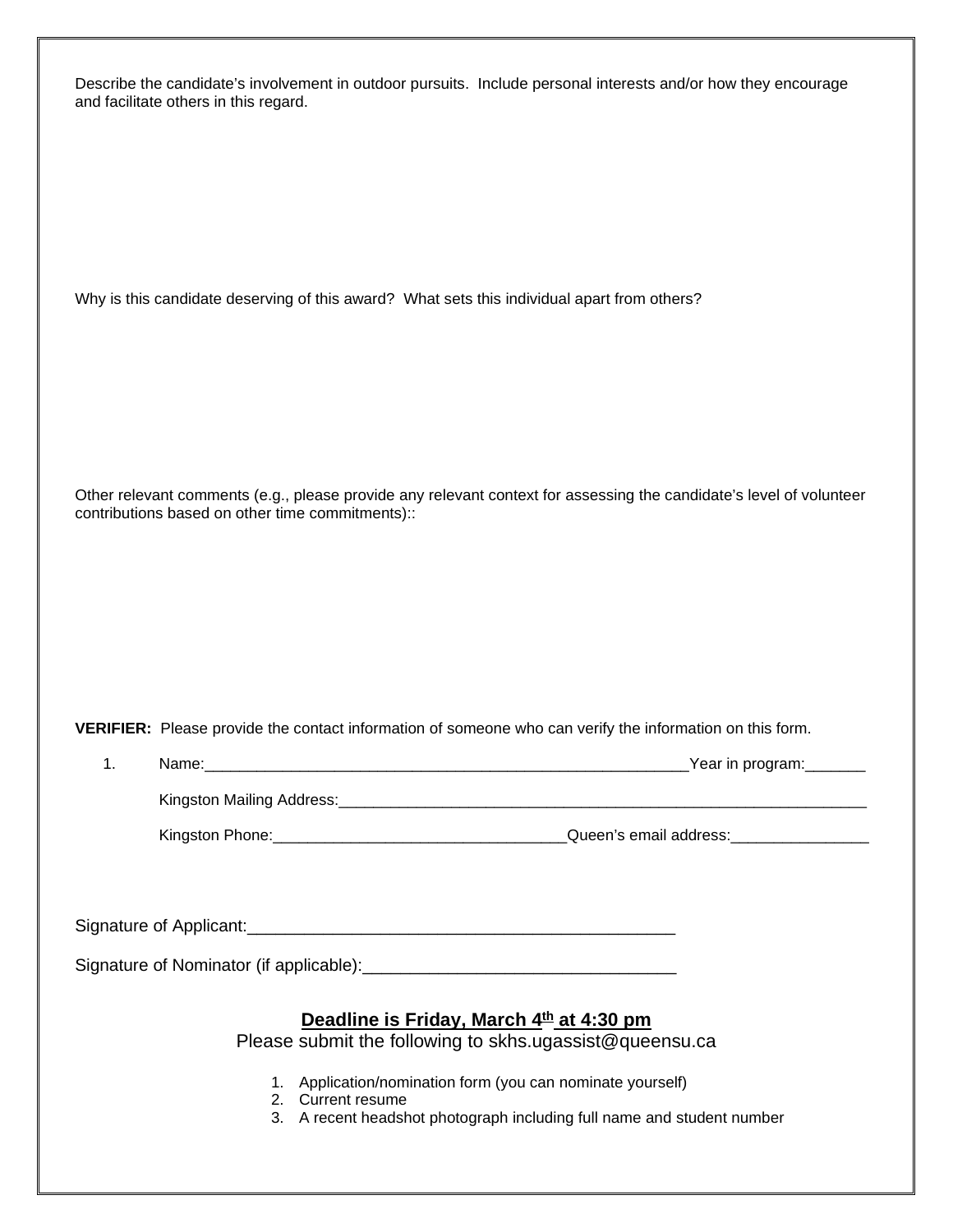Describe the candidate's involvement in outdoor pursuits. Include personal interests and/or how they encourage and facilitate others in this regard.

Why is this candidate deserving of this award? What sets this individual apart from others?

Other relevant comments (e.g., please provide any relevant context for assessing the candidate's level of volunteer contributions based on other time commitments)::

**VERIFIER:** Please provide the contact information of someone who can verify the information on this form.

1. Name:__________________________________________________________Year in program:_______

   Kingston Mailing Address:_______________________________________________________________

   Kingston Phone:__________________________________Queen's email address:________________

Signature of Applicant:_______________________________________________

Signature of Nominator (if applicable):________________________________

**<u>Deadline is Friday, March 4th at 4:30 pm</u>**

Please submit the following to skhs.ugassist@queensu.ca

1. Application/nomination form (you can nominate yourself)
2. Current resume
3. A recent headshot photograph including full name and student number